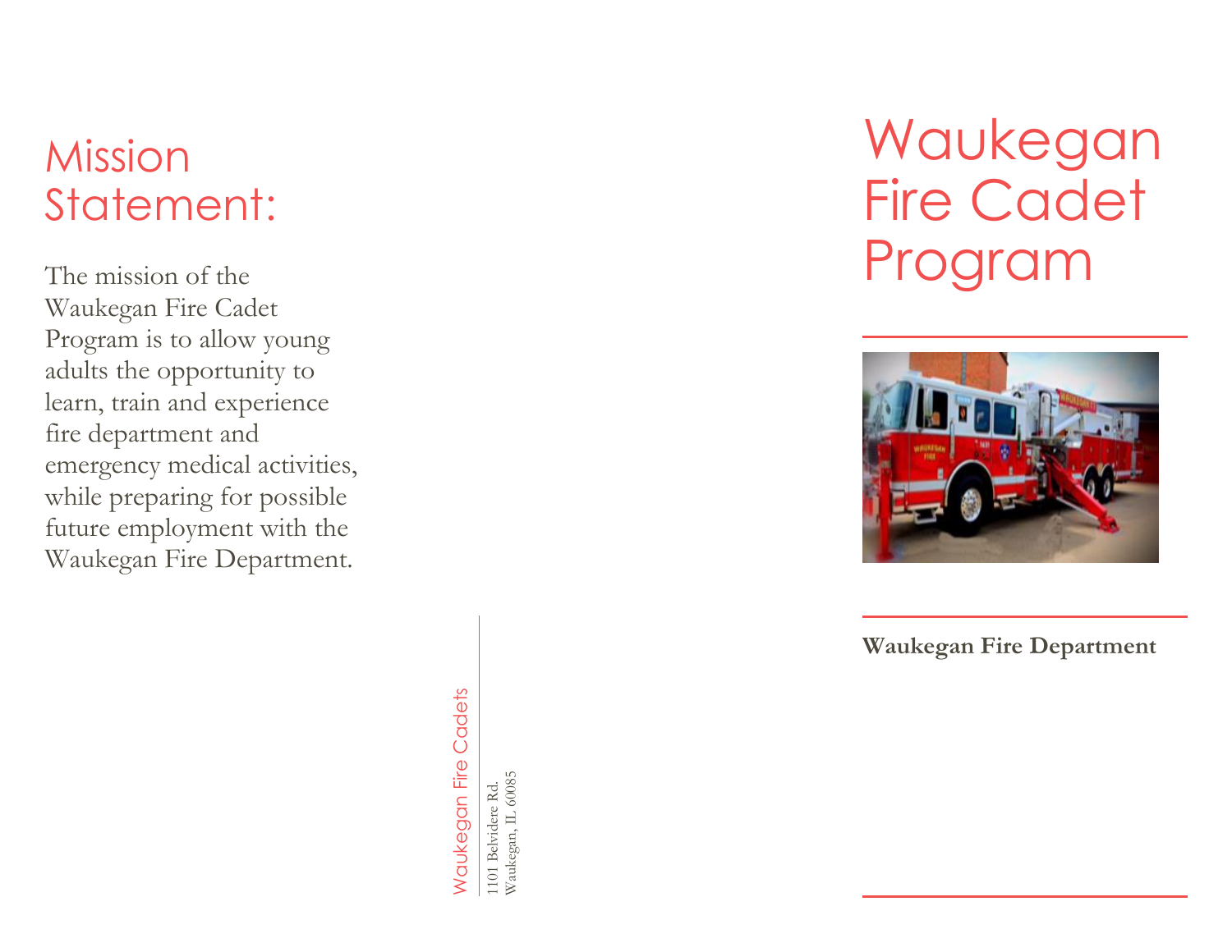## Mission Statement:

The mission of the Waukegan Fire Cadet Program is to allow young adults the opportunity to learn, train and experience fire department and emergency medical activities, while preparing for possible future employment with the Waukegan Fire Department.

Waukegan Fire Cadets

1101 Belvidere Rd.
Waukegan, IL 60085

# Waukegan Fire Cadet Program

**Waukegan Fire Department**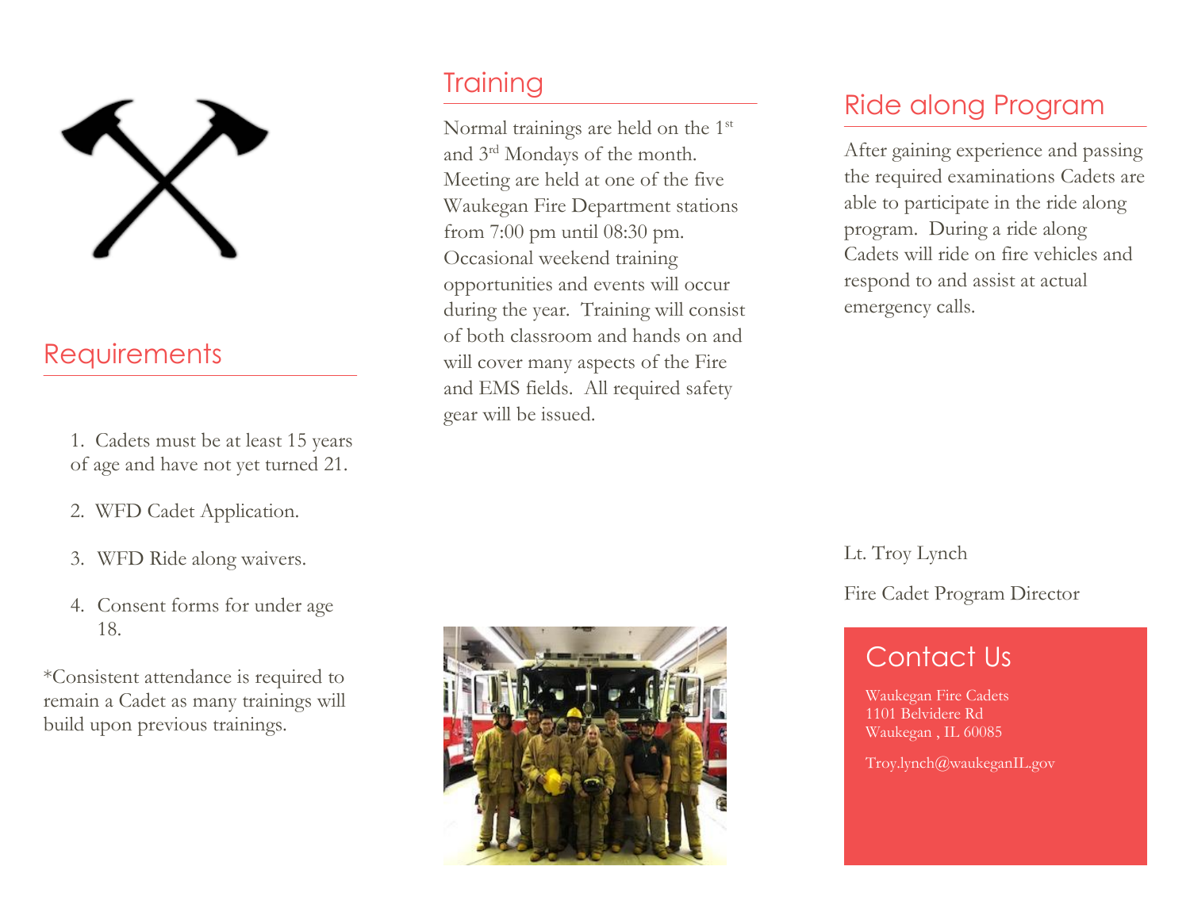## Requirements

1. Cadets must be at least 15 years of age and have not yet turned 21.
2. WFD Cadet Application.
3. WFD Ride along waivers.
4. Consent forms for under age 18.

*Consistent attendance is required to remain a Cadet as many trainings will build upon previous trainings.

## Training

Normal trainings are held on the 1st and 3rd Mondays of the month. Meeting are held at one of the five Waukegan Fire Department stations from 7:00 pm until 08:30 pm. Occasional weekend training opportunities and events will occur during the year. Training will consist of both classroom and hands on and will cover many aspects of the Fire and EMS fields. All required safety gear will be issued.

## Ride along Program

After gaining experience and passing the required examinations Cadets are able to participate in the ride along program. During a ride along Cadets will ride on fire vehicles and respond to and assist at actual emergency calls.

Lt. Troy Lynch

Fire Cadet Program Director

## Contact Us

Waukegan Fire Cadets
1101 Belvidere Rd
Waukegan , IL 60085

Troy.lynch@waukeganIL.gov